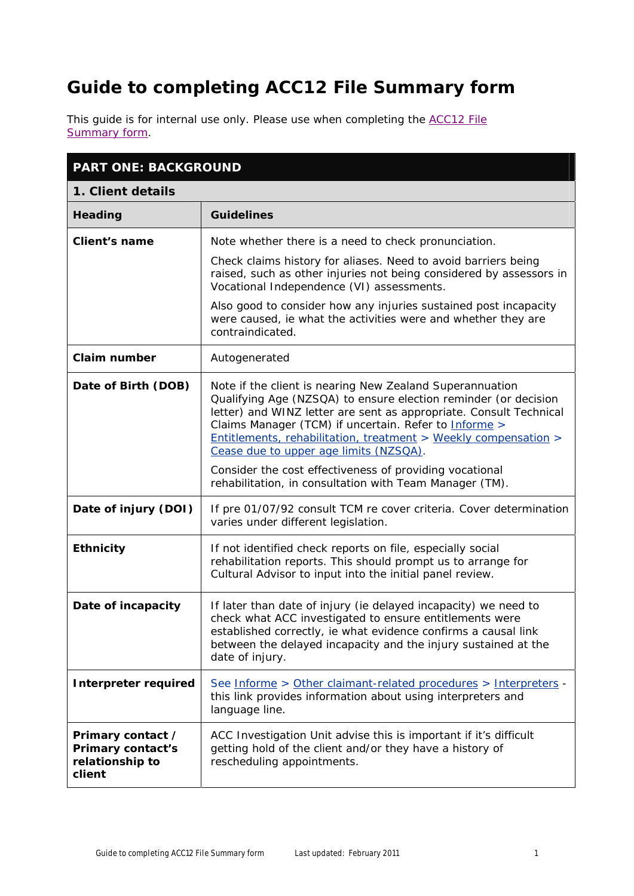# Guide to completing ACC12 File Summary form

This guide is for internal use only. Please use when completing the ACC12 File Summary form.

## PART ONE: BACKGROUND

### 1. Client details

| Heading | Guidelines |
| --- | --- |
| **Client's name** | Note whether there is a need to check pronunciation.<br><br>Check claims history for aliases. Need to avoid barriers being raised, such as other injuries not being considered by assessors in Vocational Independence (VI) assessments.<br><br>Also good to consider how any injuries sustained post incapacity were caused, ie what the activities were and whether they are contraindicated. |
| **Claim number** | Autogenerated |
| **Date of Birth (DOB)** | Note if the client is nearing New Zealand Superannuation Qualifying Age (NZSQA) to ensure election reminder (or decision letter) and WINZ letter are sent as appropriate. Consult Technical Claims Manager (TCM) if uncertain. Refer to Informe > Entitlements, rehabilitation, treatment > Weekly compensation > Cease due to upper age limits (NZSQA).<br><br>Consider the cost effectiveness of providing vocational rehabilitation, in consultation with Team Manager (TM). |
| **Date of injury (DOI)** | If pre 01/07/92 consult TCM re cover criteria. Cover determination varies under different legislation. |
| **Ethnicity** | If not identified check reports on file, especially social rehabilitation reports. This should prompt us to arrange for Cultural Advisor to input into the initial panel review. |
| **Date of incapacity** | If later than date of injury (ie delayed incapacity) we need to check what ACC investigated to ensure entitlements were established correctly, ie what evidence confirms a causal link between the delayed incapacity and the injury sustained at the date of injury. |
| **Interpreter required** | See Informe > Other claimant-related procedures > Interpreters - this link provides information about using interpreters and language line. |
| **Primary contact / Primary contact's relationship to client** | ACC Investigation Unit advise this is important if it's difficult getting hold of the client and/or they have a history of rescheduling appointments. |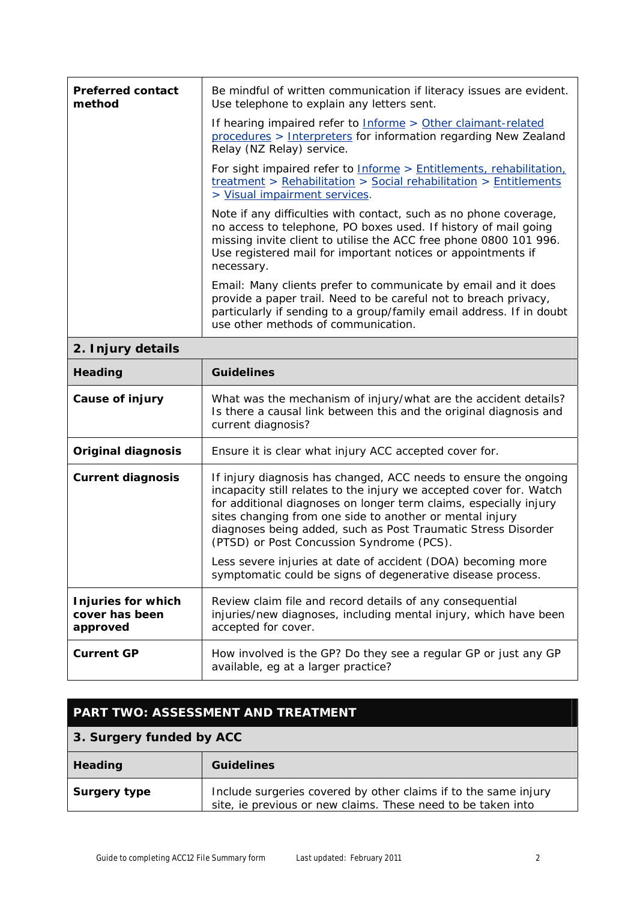| | |
|---|---|
| **Preferred contact method** | Be mindful of written communication if literacy issues are evident. Use telephone to explain any letters sent.<br><br>If hearing impaired refer to Informe > Other claimant-related procedures > Interpreters for information regarding New Zealand Relay (NZ Relay) service.<br><br>For sight impaired refer to Informe > Entitlements, rehabilitation, treatment > Rehabilitation > Social rehabilitation > Entitlements > Visual impairment services.<br><br>Note if any difficulties with contact, such as no phone coverage, no access to telephone, PO boxes used. If history of mail going missing invite client to utilise the ACC free phone 0800 101 996. Use registered mail for important notices or appointments if necessary.<br><br>Email: Many clients prefer to communicate by email and it does provide a paper trail. Need to be careful not to breach privacy, particularly if sending to a group/family email address. If in doubt use other methods of communication. |

## 2. Injury details

| Heading | Guidelines |
|---|---|
| **Cause of injury** | What was the mechanism of injury/what are the accident details? Is there a causal link between this and the original diagnosis and current diagnosis? |
| **Original diagnosis** | Ensure it is clear what injury ACC accepted cover for. |
| **Current diagnosis** | If injury diagnosis has changed, ACC needs to ensure the ongoing incapacity still relates to the injury we accepted cover for. Watch for additional diagnoses on longer term claims, especially injury sites changing from one side to another or mental injury diagnoses being added, such as Post Traumatic Stress Disorder (PTSD) or Post Concussion Syndrome (PCS).<br><br>Less severe injuries at date of accident (DOA) becoming more symptomatic could be signs of degenerative disease process. |
| **Injuries for which cover has been approved** | Review claim file and record details of any consequential injuries/new diagnoses, including mental injury, which have been accepted for cover. |
| **Current GP** | How involved is the GP? Do they see a regular GP or just any GP available, eg at a larger practice? |

# PART TWO: ASSESSMENT AND TREATMENT

## 3. Surgery funded by ACC

| Heading | Guidelines |
|---|---|
| **Surgery type** | Include surgeries covered by other claims if to the same injury site, ie previous or new claims. These need to be taken into |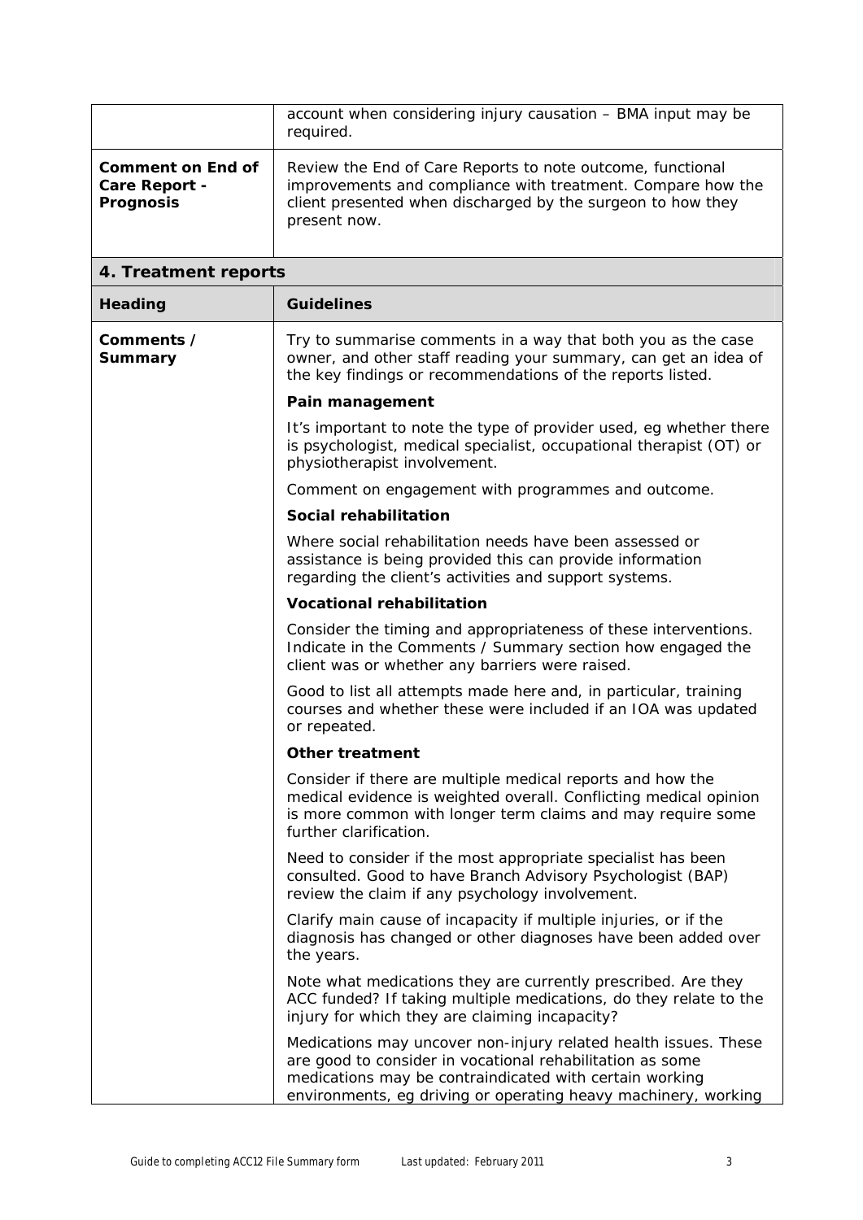| | |
|---|---|
| | account when considering injury causation – BMA input may be required. |
| **Comment on End of Care Report - Prognosis** | Review the End of Care Reports to note outcome, functional improvements and compliance with treatment. Compare how the client presented when discharged by the surgeon to how they present now. |

## 4. Treatment reports

| Heading | Guidelines |
|---|---|
| **Comments / Summary** | Try to summarise comments in a way that both you as the case owner, and other staff reading your summary, can get an idea of the key findings or recommendations of the reports listed.<br><br>**Pain management**<br><br>It's important to note the type of provider used, eg whether there is psychologist, medical specialist, occupational therapist (OT) or physiotherapist involvement.<br><br>Comment on engagement with programmes and outcome.<br><br>**Social rehabilitation**<br><br>Where social rehabilitation needs have been assessed or assistance is being provided this can provide information regarding the client's activities and support systems.<br><br>**Vocational rehabilitation**<br><br>Consider the timing and appropriateness of these interventions. Indicate in the Comments / Summary section how engaged the client was or whether any barriers were raised.<br><br>Good to list all attempts made here and, in particular, training courses and whether these were included if an IOA was updated or repeated.<br><br>**Other treatment**<br><br>Consider if there are multiple medical reports and how the medical evidence is weighted overall. Conflicting medical opinion is more common with longer term claims and may require some further clarification.<br><br>Need to consider if the most appropriate specialist has been consulted. Good to have Branch Advisory Psychologist (BAP) review the claim if any psychology involvement.<br><br>Clarify main cause of incapacity if multiple injuries, or if the diagnosis has changed or other diagnoses have been added over the years.<br><br>Note what medications they are currently prescribed. Are they ACC funded? If taking multiple medications, do they relate to the injury for which they are claiming incapacity?<br><br>Medications may uncover non-injury related health issues. These are good to consider in vocational rehabilitation as some medications may be contraindicated with certain working environments, eg driving or operating heavy machinery, working |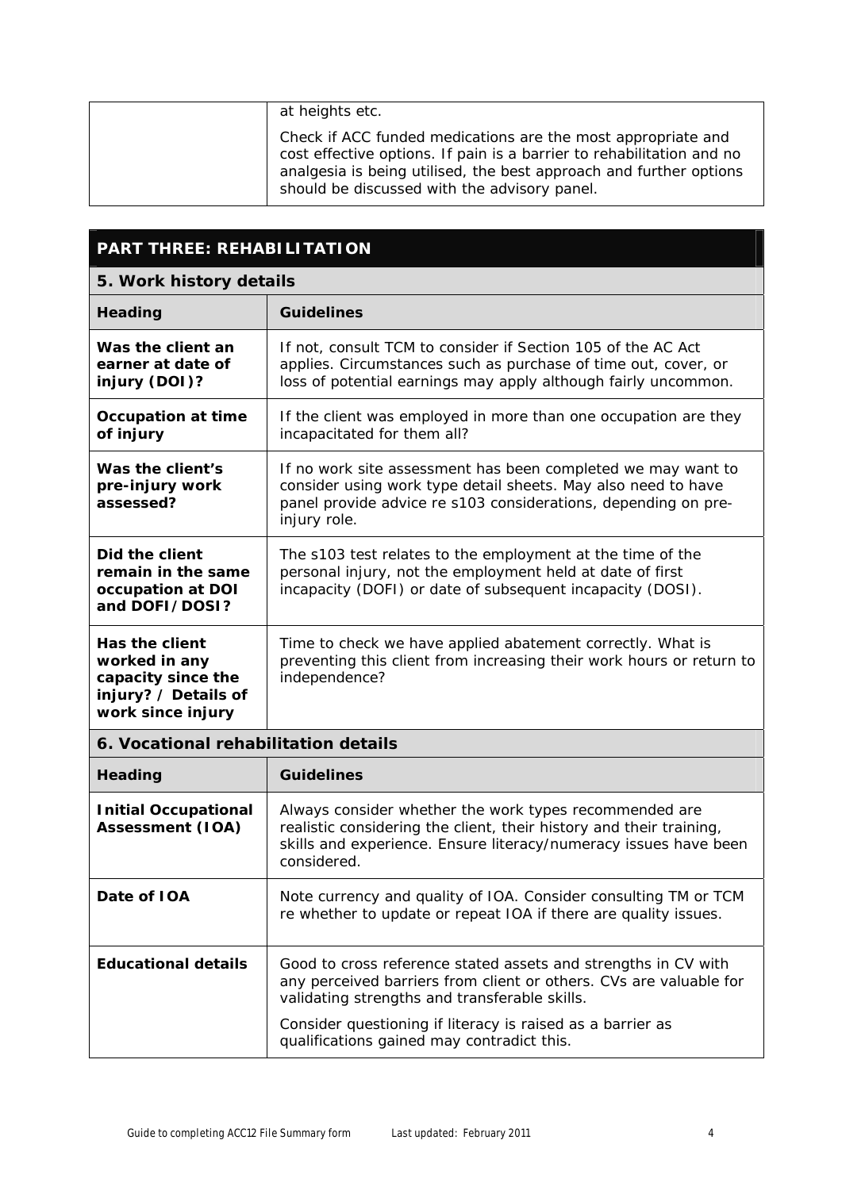| | |
|---|---|
| | at heights etc.<br><br>Check if ACC funded medications are the most appropriate and cost effective options. If pain is a barrier to rehabilitation and no analgesia is being utilised, the best approach and further options should be discussed with the advisory panel. |

## PART THREE: REHABILITATION

### 5. Work history details

| Heading | Guidelines |
|---|---|
| **Was the client an earner at date of injury (DOI)?** | If not, consult TCM to consider if Section 105 of the AC Act applies. Circumstances such as purchase of time out, cover, or loss of potential earnings may apply although fairly uncommon. |
| **Occupation at time of injury** | If the client was employed in more than one occupation are they incapacitated for them all? |
| **Was the client's pre-injury work assessed?** | If no work site assessment has been completed we may want to consider using work type detail sheets. May also need to have panel provide advice re s103 considerations, depending on pre-injury role. |
| **Did the client remain in the same occupation at DOI and DOFI/DOSI?** | The s103 test relates to the employment at the time of the personal injury, not the employment held at date of first incapacity (DOFI) or date of subsequent incapacity (DOSI). |
| **Has the client worked in any capacity since the injury? / Details of work since injury** | Time to check we have applied abatement correctly. What is preventing this client from increasing their work hours or return to independence? |

### 6. Vocational rehabilitation details

| Heading | Guidelines |
|---|---|
| **Initial Occupational Assessment (IOA)** | Always consider whether the work types recommended are realistic considering the client, their history and their training, skills and experience. Ensure literacy/numeracy issues have been considered. |
| **Date of IOA** | Note currency and quality of IOA. Consider consulting TM or TCM re whether to update or repeat IOA if there are quality issues. |
| **Educational details** | Good to cross reference stated assets and strengths in CV with any perceived barriers from client or others. CVs are valuable for validating strengths and transferable skills.<br><br>Consider questioning if literacy is raised as a barrier as qualifications gained may contradict this. |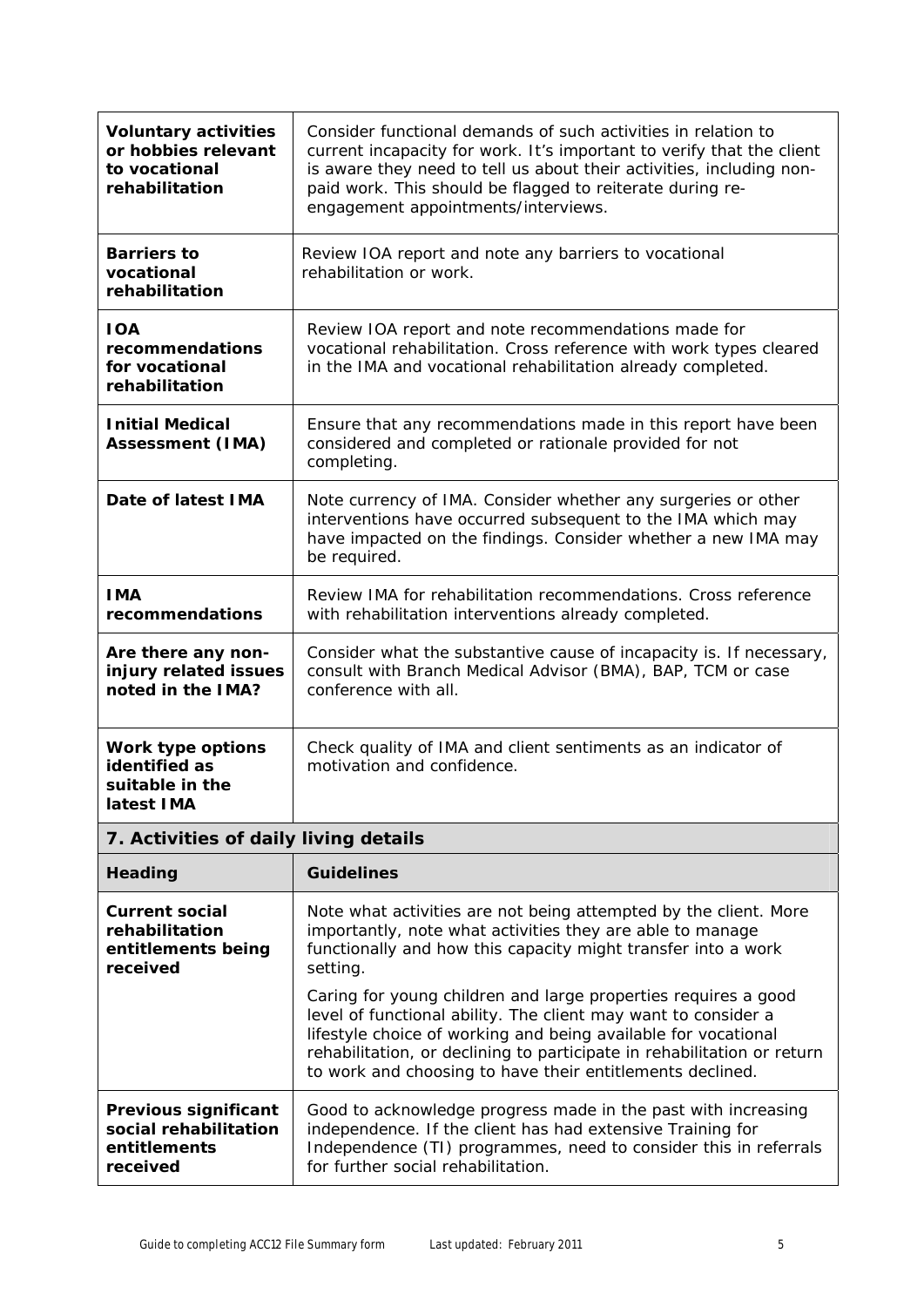| | |
|---|---|
| **Voluntary activities or hobbies relevant to vocational rehabilitation** | Consider functional demands of such activities in relation to current incapacity for work. It's important to verify that the client is aware they need to tell us about their activities, including non-paid work. This should be flagged to reiterate during re-engagement appointments/interviews. |
| **Barriers to vocational rehabilitation** | Review IOA report and note any barriers to vocational rehabilitation or work. |
| **IOA recommendations for vocational rehabilitation** | Review IOA report and note recommendations made for vocational rehabilitation. Cross reference with work types cleared in the IMA and vocational rehabilitation already completed. |
| **Initial Medical Assessment (IMA)** | Ensure that any recommendations made in this report have been considered and completed or rationale provided for not completing. |
| **Date of latest IMA** | Note currency of IMA. Consider whether any surgeries or other interventions have occurred subsequent to the IMA which may have impacted on the findings. Consider whether a new IMA may be required. |
| **IMA recommendations** | Review IMA for rehabilitation recommendations. Cross reference with rehabilitation interventions already completed. |
| **Are there any non-injury related issues noted in the IMA?** | Consider what the substantive cause of incapacity is. If necessary, consult with Branch Medical Advisor (BMA), BAP, TCM or case conference with all. |
| **Work type options identified as suitable in the latest IMA** | Check quality of IMA and client sentiments as an indicator of motivation and confidence. |

## 7. Activities of daily living details

| Heading | Guidelines |
|---|---|
| **Current social rehabilitation entitlements being received** | Note what activities are not being attempted by the client. More importantly, note what activities they are able to manage functionally and how this capacity might transfer into a work setting.<br><br>Caring for young children and large properties requires a good level of functional ability. The client may want to consider a lifestyle choice of working and being available for vocational rehabilitation, or declining to participate in rehabilitation or return to work and choosing to have their entitlements declined. |
| **Previous significant social rehabilitation entitlements received** | Good to acknowledge progress made in the past with increasing independence. If the client has had extensive Training for Independence (TI) programmes, need to consider this in referrals for further social rehabilitation. |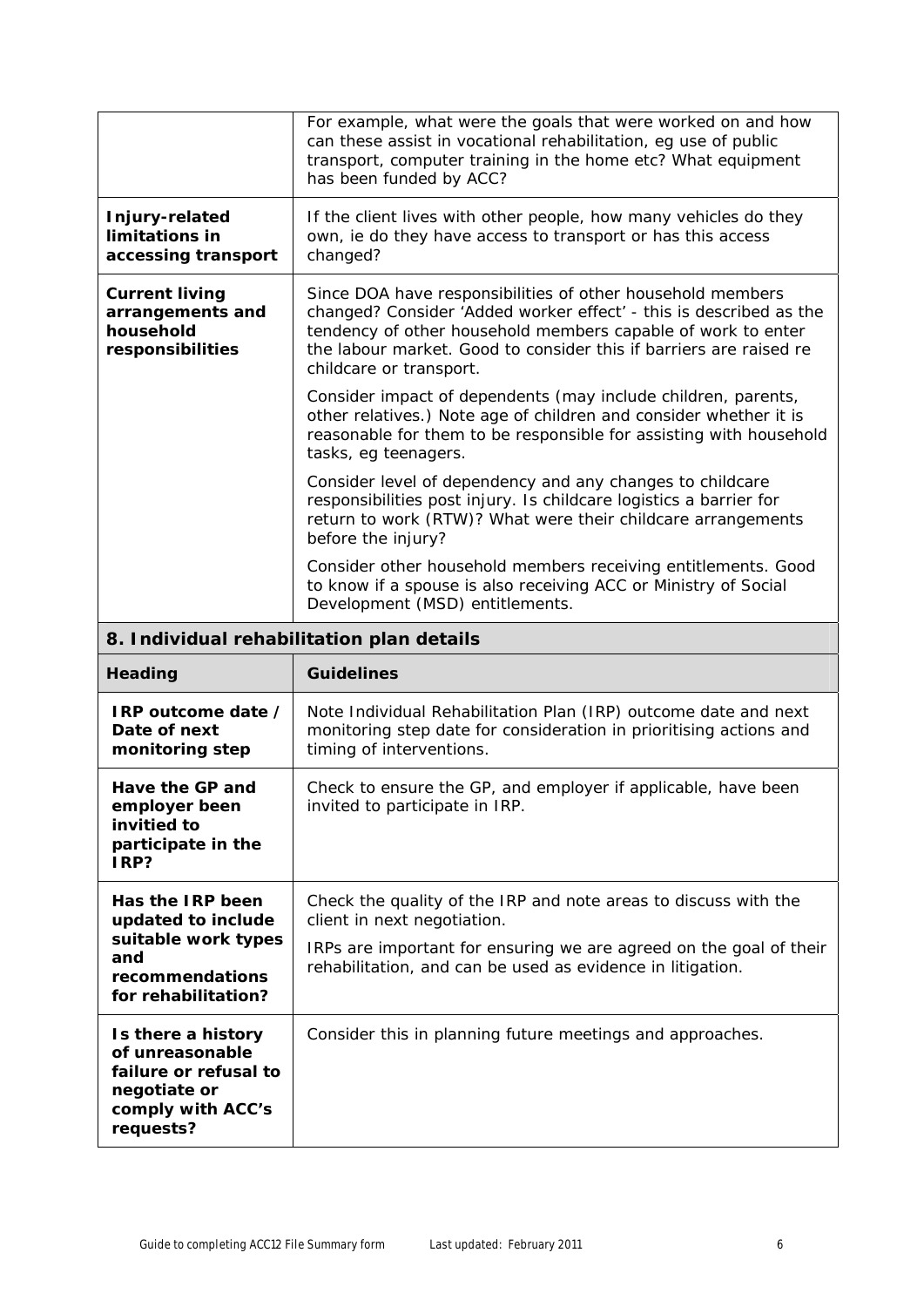| | |
|---|---|
| | For example, what were the goals that were worked on and how can these assist in vocational rehabilitation, eg use of public transport, computer training in the home etc? What equipment has been funded by ACC? |
| **Injury-related limitations in accessing transport** | If the client lives with other people, how many vehicles do they own, ie do they have access to transport or has this access changed? |
| **Current living arrangements and household responsibilities** | Since DOA have responsibilities of other household members changed? Consider 'Added worker effect' - this is described as the tendency of other household members capable of work to enter the labour market. Good to consider this if barriers are raised re childcare or transport.<br><br>Consider impact of dependents (may include children, parents, other relatives.) Note age of children and consider whether it is reasonable for them to be responsible for assisting with household tasks, eg teenagers.<br><br>Consider level of dependency and any changes to childcare responsibilities post injury. Is childcare logistics a barrier for return to work (RTW)? What were their childcare arrangements before the injury?<br><br>Consider other household members receiving entitlements. Good to know if a spouse is also receiving ACC or Ministry of Social Development (MSD) entitlements. |

## 8. Individual rehabilitation plan details

| Heading | Guidelines |
|---|---|
| **IRP outcome date / Date of next monitoring step** | Note Individual Rehabilitation Plan (IRP) outcome date and next monitoring step date for consideration in prioritising actions and timing of interventions. |
| **Have the GP and employer been invitied to participate in the IRP?** | Check to ensure the GP, and employer if applicable, have been invited to participate in IRP. |
| **Has the IRP been updated to include suitable work types and recommendations for rehabilitation?** | Check the quality of the IRP and note areas to discuss with the client in next negotiation.<br><br>IRPs are important for ensuring we are agreed on the goal of their rehabilitation, and can be used as evidence in litigation. |
| **Is there a history of unreasonable failure or refusal to negotiate or comply with ACC's requests?** | Consider this in planning future meetings and approaches. |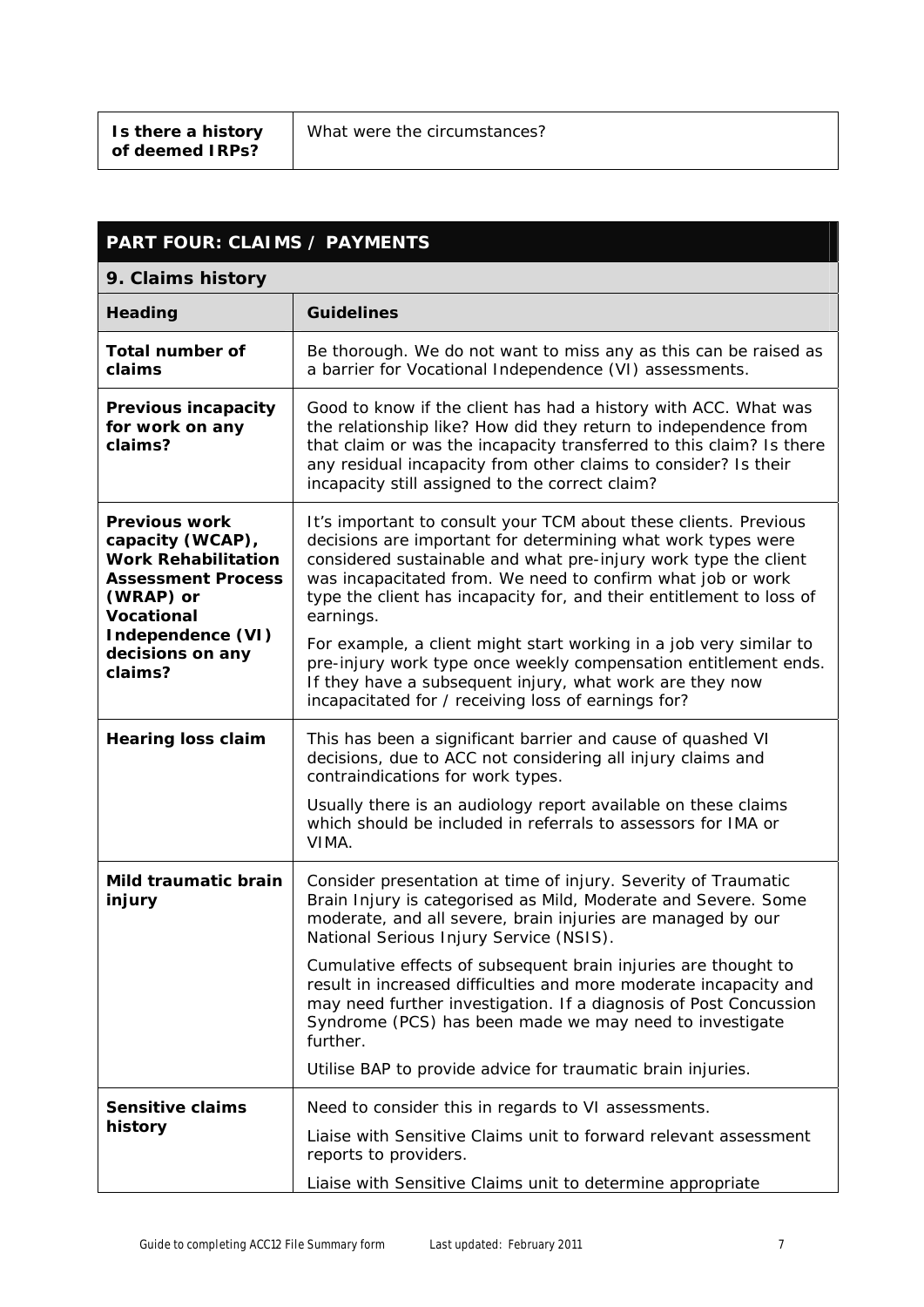| **Is there a history of deemed IRPs?** | What were the circumstances? |
|---|---|

## PART FOUR: CLAIMS / PAYMENTS

### 9. Claims history

| Heading | Guidelines |
|---|---|
| **Total number of claims** | Be thorough. We do not want to miss any as this can be raised as a barrier for Vocational Independence (VI) assessments. |
| **Previous incapacity for work on any claims?** | Good to know if the client has had a history with ACC. What was the relationship like? How did they return to independence from that claim or was the incapacity transferred to this claim? Is there any residual incapacity from other claims to consider? Is their incapacity still assigned to the correct claim? |
| **Previous work capacity (WCAP), Work Rehabilitation Assessment Process (WRAP) or Vocational Independence (VI) decisions on any claims?** | It's important to consult your TCM about these clients. Previous decisions are important for determining what work types were considered sustainable and what pre-injury work type the client was incapacitated from. We need to confirm what job or work type the client has incapacity for, and their entitlement to loss of earnings.<br><br>For example, a client might start working in a job very similar to pre-injury work type once weekly compensation entitlement ends. If they have a subsequent injury, what work are they now incapacitated for / receiving loss of earnings for? |
| **Hearing loss claim** | This has been a significant barrier and cause of quashed VI decisions, due to ACC not considering all injury claims and contraindications for work types.<br><br>Usually there is an audiology report available on these claims which should be included in referrals to assessors for IMA or VIMA. |
| **Mild traumatic brain injury** | Consider presentation at time of injury. Severity of Traumatic Brain Injury is categorised as Mild, Moderate and Severe. Some moderate, and all severe, brain injuries are managed by our National Serious Injury Service (NSIS).<br><br>Cumulative effects of subsequent brain injuries are thought to result in increased difficulties and more moderate incapacity and may need further investigation. If a diagnosis of Post Concussion Syndrome (PCS) has been made we may need to investigate further.<br><br>Utilise BAP to provide advice for traumatic brain injuries. |
| **Sensitive claims history** | Need to consider this in regards to VI assessments.<br><br>Liaise with Sensitive Claims unit to forward relevant assessment reports to providers.<br><br>Liaise with Sensitive Claims unit to determine appropriate |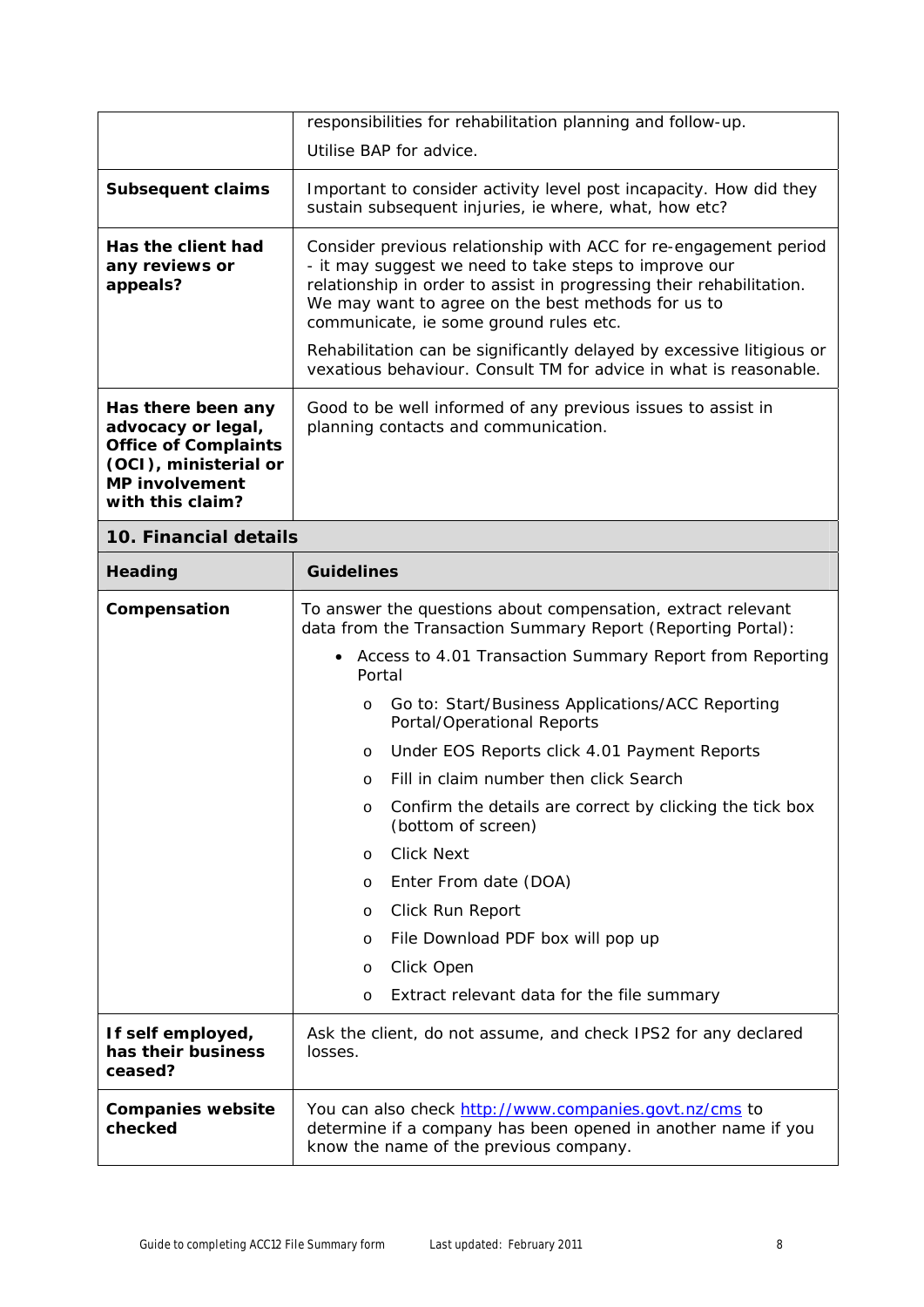| | |
|---|---|
| | responsibilities for rehabilitation planning and follow-up.<br><br>Utilise BAP for advice. |
| **Subsequent claims** | Important to consider activity level post incapacity. How did they sustain subsequent injuries, ie where, what, how etc? |
| **Has the client had any reviews or appeals?** | Consider previous relationship with ACC for re-engagement period - it may suggest we need to take steps to improve our relationship in order to assist in progressing their rehabilitation. We may want to agree on the best methods for us to communicate, ie some ground rules etc.<br><br>Rehabilitation can be significantly delayed by excessive litigious or vexatious behaviour. Consult TM for advice in what is reasonable. |
| **Has there been any advocacy or legal, Office of Complaints (OCI), ministerial or MP involvement with this claim?** | Good to be well informed of any previous issues to assist in planning contacts and communication. |

## 10. Financial details

| Heading | Guidelines |
|---|---|
| **Compensation** | To answer the questions about compensation, extract relevant data from the Transaction Summary Report (Reporting Portal):<br><br>• Access to 4.01 Transaction Summary Report from Reporting Portal<br>&nbsp;&nbsp;&nbsp;&nbsp;o Go to: Start/Business Applications/ACC Reporting Portal/Operational Reports<br>&nbsp;&nbsp;&nbsp;&nbsp;o Under EOS Reports click 4.01 Payment Reports<br>&nbsp;&nbsp;&nbsp;&nbsp;o Fill in claim number then click Search<br>&nbsp;&nbsp;&nbsp;&nbsp;o Confirm the details are correct by clicking the tick box (bottom of screen)<br>&nbsp;&nbsp;&nbsp;&nbsp;o Click Next<br>&nbsp;&nbsp;&nbsp;&nbsp;o Enter From date (DOA)<br>&nbsp;&nbsp;&nbsp;&nbsp;o Click Run Report<br>&nbsp;&nbsp;&nbsp;&nbsp;o File Download PDF box will pop up<br>&nbsp;&nbsp;&nbsp;&nbsp;o Click Open<br>&nbsp;&nbsp;&nbsp;&nbsp;o Extract relevant data for the file summary |
| **If self employed, has their business ceased?** | Ask the client, do not assume, and check IPS2 for any declared losses. |
| **Companies website checked** | You can also check [http://www.companies.govt.nz/cms](http://www.companies.govt.nz/cms) to determine if a company has been opened in another name if you know the name of the previous company. |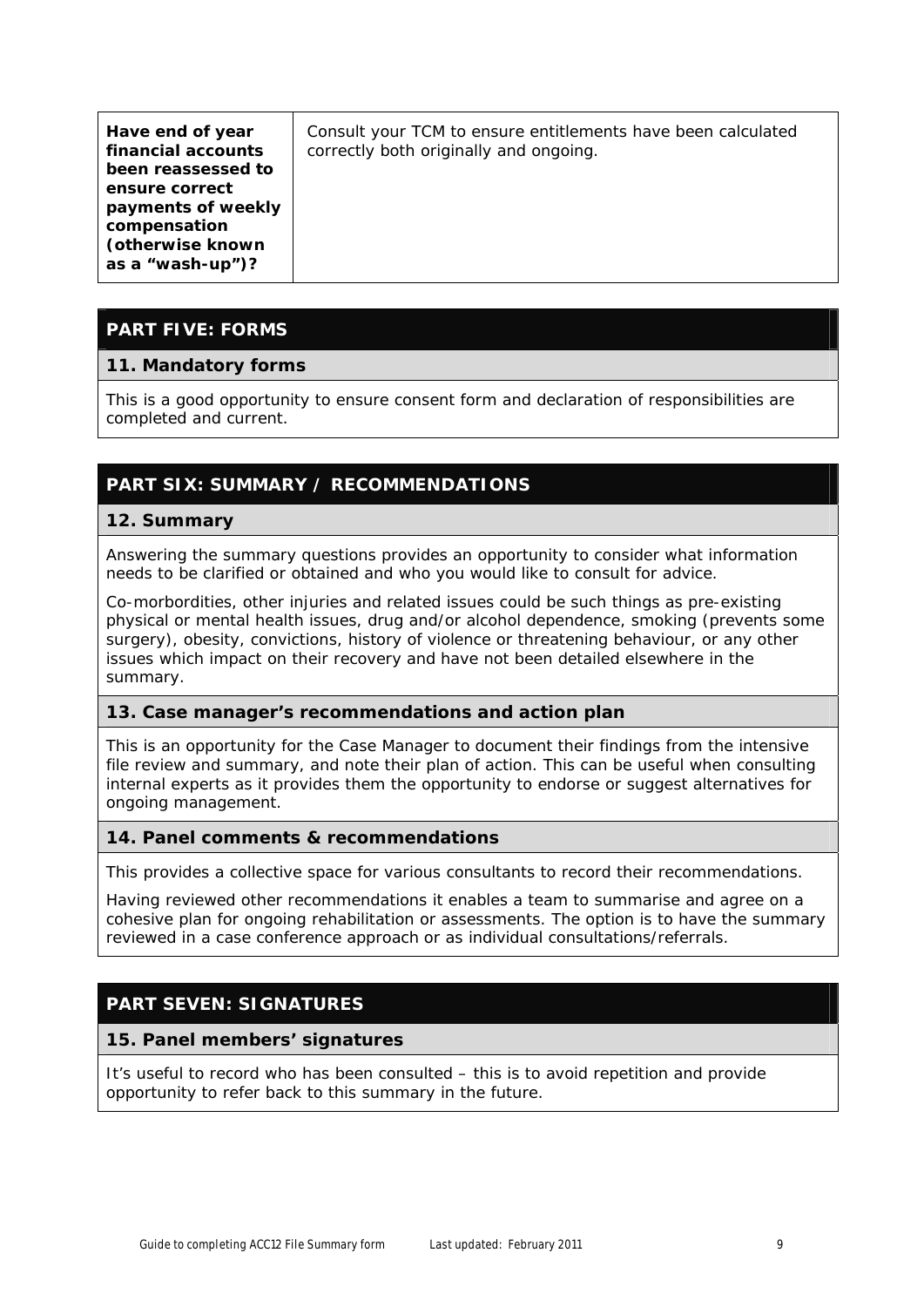| | |
|---|---|
| **Have end of year financial accounts been reassessed to ensure correct payments of weekly compensation (otherwise known as a "wash-up")?** | Consult your TCM to ensure entitlements have been calculated correctly both originally and ongoing. |

## PART FIVE: FORMS

### 11. Mandatory forms

This is a good opportunity to ensure consent form and declaration of responsibilities are completed and current.

## PART SIX: SUMMARY / RECOMMENDATIONS

### 12. Summary

Answering the summary questions provides an opportunity to consider what information needs to be clarified or obtained and who you would like to consult for advice.

Co-morbordities, other injuries and related issues could be such things as pre-existing physical or mental health issues, drug and/or alcohol dependence, smoking (prevents some surgery), obesity, convictions, history of violence or threatening behaviour, or any other issues which impact on their recovery and have not been detailed elsewhere in the summary.

### 13. Case manager's recommendations and action plan

This is an opportunity for the Case Manager to document their findings from the intensive file review and summary, and note their plan of action. This can be useful when consulting internal experts as it provides them the opportunity to endorse or suggest alternatives for ongoing management.

### 14. Panel comments & recommendations

This provides a collective space for various consultants to record their recommendations.

Having reviewed other recommendations it enables a team to summarise and agree on a cohesive plan for ongoing rehabilitation or assessments. The option is to have the summary reviewed in a case conference approach or as individual consultations/referrals.

## PART SEVEN: SIGNATURES

### 15. Panel members' signatures

It's useful to record who has been consulted – this is to avoid repetition and provide opportunity to refer back to this summary in the future.